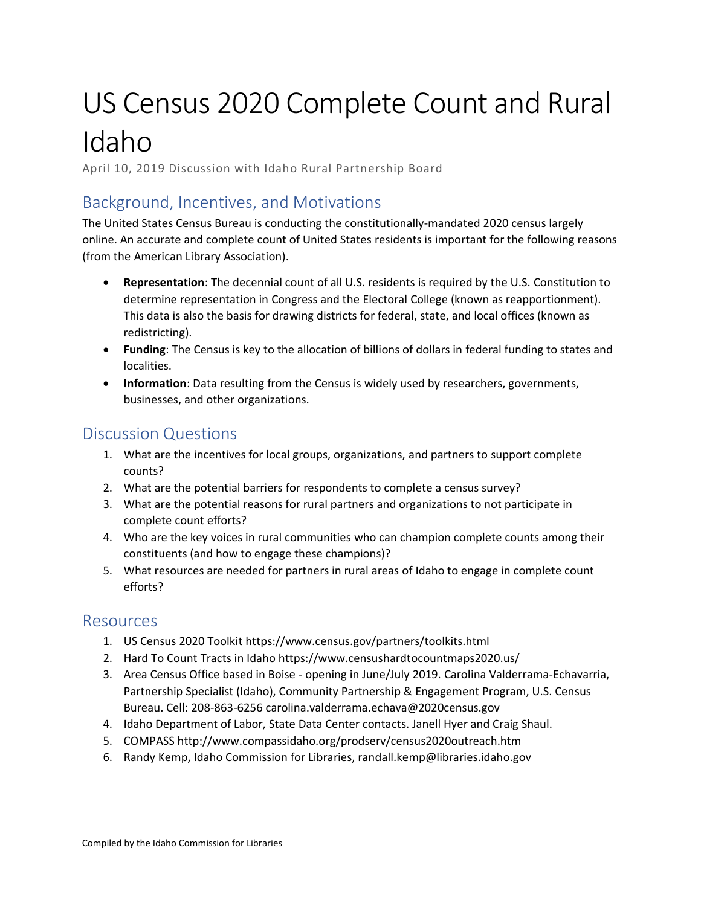# US Census 2020 Complete Count and Rural Idaho

April 10, 2019 Discussion with Idaho Rural Partnership Board

## Background, Incentives, and Motivations

The United States Census Bureau is conducting the constitutionally-mandated 2020 census largely online. An accurate and complete count of United States residents is important for the following reasons (from the American Library Association).

- **Representation**: The decennial count of all U.S. residents is required by the U.S. Constitution to determine representation in Congress and the Electoral College (known as reapportionment). This data is also the basis for drawing districts for federal, state, and local offices (known as redistricting).
- **Funding**: The Census is key to the allocation of billions of dollars in federal funding to states and localities.
- **Information**: Data resulting from the Census is widely used by researchers, governments, businesses, and other organizations.

## Discussion Questions

1. What are the incentives for local groups, organizations, and partners to support complete counts?
2. What are the potential barriers for respondents to complete a census survey?
3. What are the potential reasons for rural partners and organizations to not participate in complete count efforts?
4. Who are the key voices in rural communities who can champion complete counts among their constituents (and how to engage these champions)?
5. What resources are needed for partners in rural areas of Idaho to engage in complete count efforts?

## Resources

1. US Census 2020 Toolkit https://www.census.gov/partners/toolkits.html
2. Hard To Count Tracts in Idaho https://www.censushardtocountmaps2020.us/
3. Area Census Office based in Boise - opening in June/July 2019. Carolina Valderrama-Echavarria, Partnership Specialist (Idaho), Community Partnership & Engagement Program, U.S. Census Bureau. Cell: 208-863-6256 carolina.valderrama.echava@2020census.gov
4. Idaho Department of Labor, State Data Center contacts. Janell Hyer and Craig Shaul.
5. COMPASS http://www.compassidaho.org/prodserv/census2020outreach.htm
6. Randy Kemp, Idaho Commission for Libraries, randall.kemp@libraries.idaho.gov

Compiled by the Idaho Commission for Libraries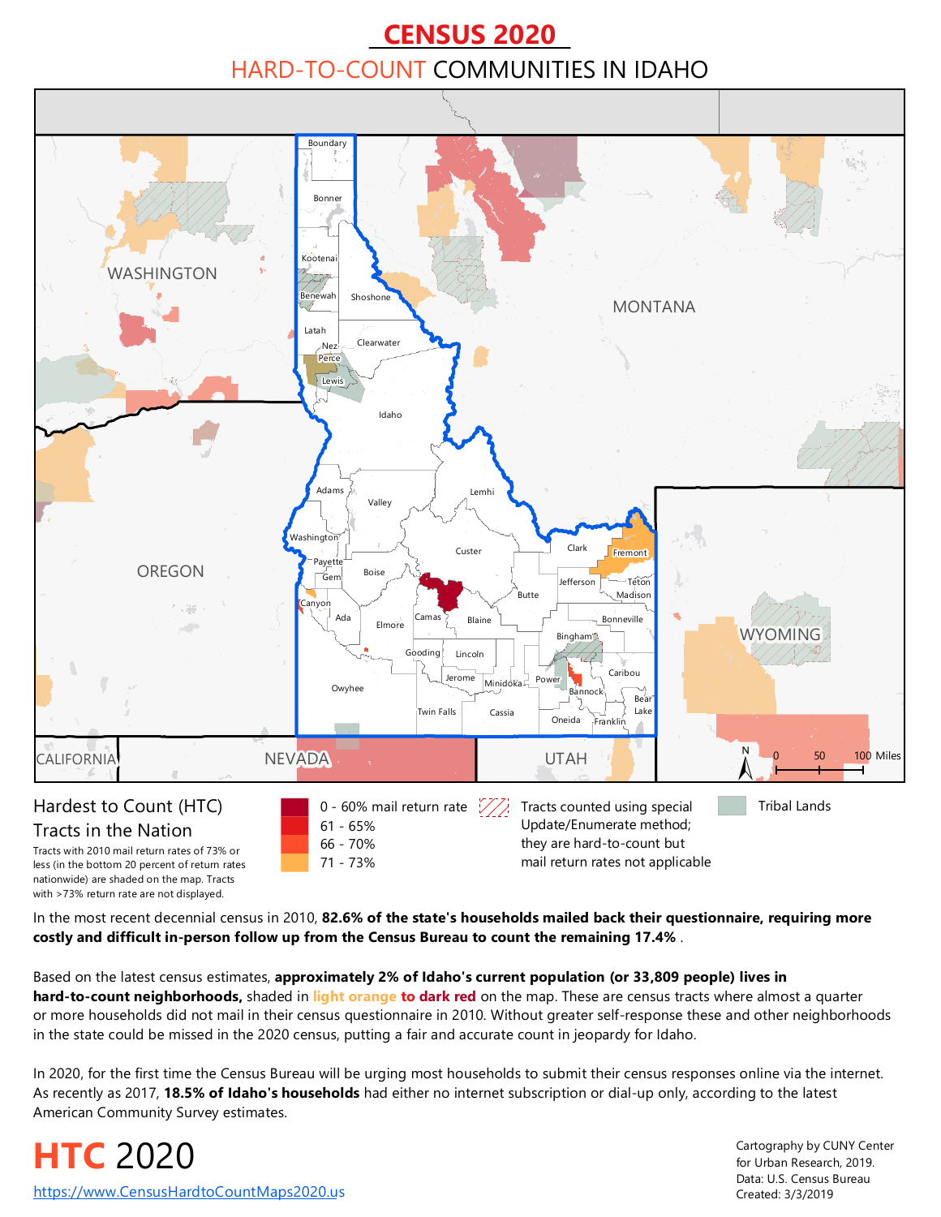# CENSUS 2020

## HARD-TO-COUNT COMMUNITIES IN IDAHO

WASHINGTON

MONTANA

OREGON

WYOMING

CALIFORNIA

NEVADA

UTAH

Boundary

Bonner

Kootenai

Benewah

Shoshone

Latah

Clearwater

Nez Perce

Lewis

Idaho

Adams

Valley

Lemhi

Washington

Payette

Gem

Boise

Custer

Clark

Fremont

Jefferson

Teton

Madison

Canyon

Ada

Elmore

Camas

Blaine

Butte

Bonneville

Gooding

Lincoln

Bingham

Jerome

Minidoka

Power

Caribou

Bannock

Bear Lake

Owyhee

Twin Falls

Cassia

Oneida

Franklin

N

0 50 100 Miles

**Hardest to Count (HTC) Tracts in the Nation**

Tracts with 2010 mail return rates of 73% or less (in the bottom 20 percent of return rates nationwide) are shaded on the map. Tracts with >73% return rate are not displayed.

- 0 - 60% mail return rate
- 61 - 65%
- 66 - 70%
- 71 - 73%

Tracts counted using special Update/Enumerate method; they are hard-to-count but mail return rates not applicable

Tribal Lands

In the most recent decennial census in 2010, **82.6% of the state's households mailed back their questionnaire, requiring more costly and difficult in-person follow up from the Census Bureau to count the remaining 17.4%** .

Based on the latest census estimates, **approximately 2% of Idaho's current population (or 33,809 people) lives in hard-to-count neighborhoods,** shaded in **light orange to dark red** on the map. These are census tracts where almost a quarter or more households did not mail in their census questionnaire in 2010. Without greater self-response these and other neighborhoods in the state could be missed in the 2020 census, putting a fair and accurate count in jeopardy for Idaho.

In 2020, for the first time the Census Bureau will be urging most households to submit their census responses online via the internet. As recently as 2017, **18.5% of Idaho's households** had either no internet subscription or dial-up only, according to the latest American Community Survey estimates.

**HTC** 2020

https://www.CensusHardtoCountMaps2020.us

Cartography by CUNY Center for Urban Research, 2019.
Data: U.S. Census Bureau
Created: 3/3/2019